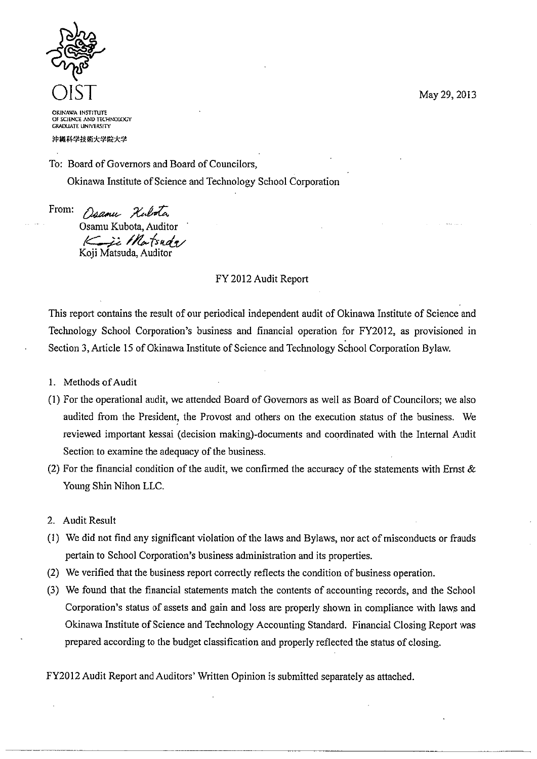OIST

OKINAWA INSTITUTE OF SCIENCE AND TECHNOLOGY GRADUATE UNIVERSITY

沖縄科学技術大学院大学

May 29, 2013

To: Board of Governors and Board of Councilors,
Okinawa Institute of Science and Technology School Corporation

From: Osamu Kubota
Osamu Kubota, Auditor
Koji Matsuda
Koji Matsuda, Auditor

FY 2012 Audit Report

This report contains the result of our periodical independent audit of Okinawa Institute of Science and Technology School Corporation's business and financial operation for FY2012, as provisioned in Section 3, Article 15 of Okinawa Institute of Science and Technology School Corporation Bylaw.

1. Methods of Audit

(1) For the operational audit, we attended Board of Governors as well as Board of Councilors; we also audited from the President, the Provost and others on the execution status of the business. We reviewed important kessai (decision making)-documents and coordinated with the Internal Audit Section to examine the adequacy of the business.

(2) For the financial condition of the audit, we confirmed the accuracy of the statements with Ernst & Young Shin Nihon LLC.

2. Audit Result

(1) We did not find any significant violation of the laws and Bylaws, nor act of misconducts or frauds pertain to School Corporation's business administration and its properties.

(2) We verified that the business report correctly reflects the condition of business operation.

(3) We found that the financial statements match the contents of accounting records, and the School Corporation's status of assets and gain and loss are properly shown in compliance with laws and Okinawa Institute of Science and Technology Accounting Standard. Financial Closing Report was prepared according to the budget classification and properly reflected the status of closing.

FY2012 Audit Report and Auditors' Written Opinion is submitted separately as attached.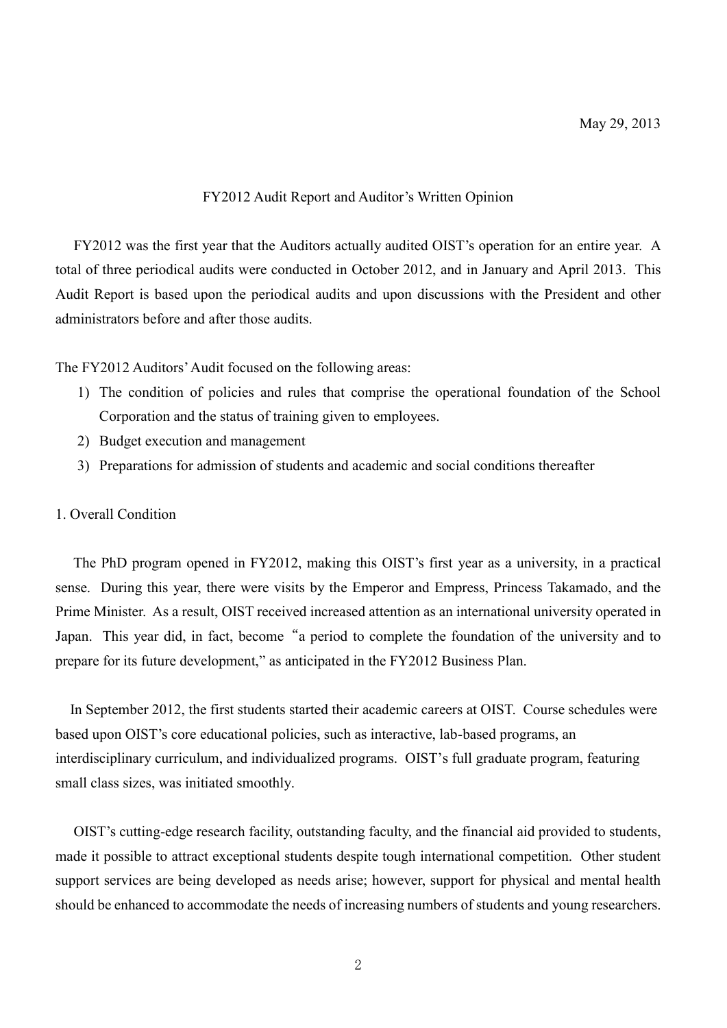May 29, 2013

## FY2012 Audit Report and Auditor's Written Opinion

FY2012 was the first year that the Auditors actually audited OIST's operation for an entire year. A total of three periodical audits were conducted in October 2012, and in January and April 2013. This Audit Report is based upon the periodical audits and upon discussions with the President and other administrators before and after those audits.

The FY2012 Auditors' Audit focused on the following areas:

1) The condition of policies and rules that comprise the operational foundation of the School Corporation and the status of training given to employees.
2) Budget execution and management
3) Preparations for admission of students and academic and social conditions thereafter

### 1. Overall Condition

The PhD program opened in FY2012, making this OIST's first year as a university, in a practical sense. During this year, there were visits by the Emperor and Empress, Princess Takamado, and the Prime Minister. As a result, OIST received increased attention as an international university operated in Japan. This year did, in fact, become "a period to complete the foundation of the university and to prepare for its future development," as anticipated in the FY2012 Business Plan.

In September 2012, the first students started their academic careers at OIST. Course schedules were based upon OIST's core educational policies, such as interactive, lab-based programs, an interdisciplinary curriculum, and individualized programs. OIST's full graduate program, featuring small class sizes, was initiated smoothly.

OIST's cutting-edge research facility, outstanding faculty, and the financial aid provided to students, made it possible to attract exceptional students despite tough international competition. Other student support services are being developed as needs arise; however, support for physical and mental health should be enhanced to accommodate the needs of increasing numbers of students and young researchers.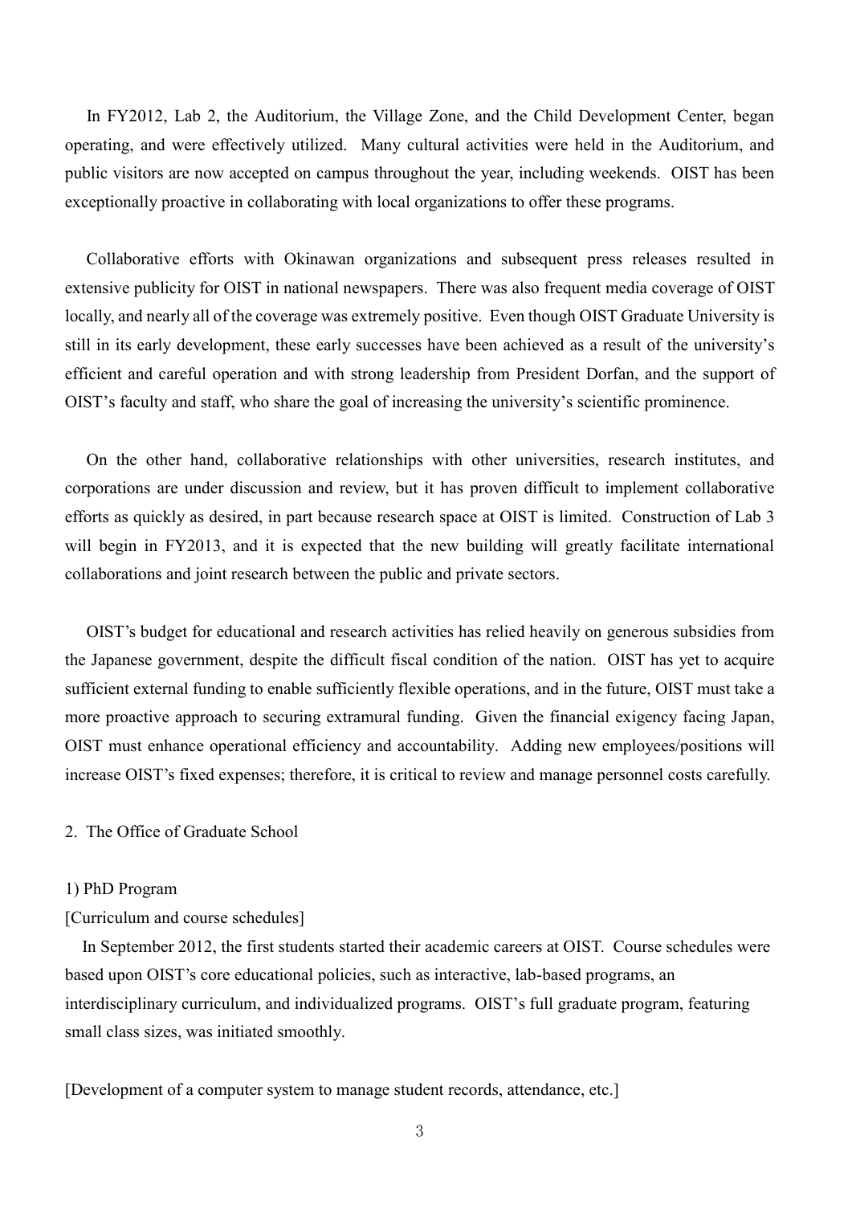In FY2012, Lab 2, the Auditorium, the Village Zone, and the Child Development Center, began operating, and were effectively utilized. Many cultural activities were held in the Auditorium, and public visitors are now accepted on campus throughout the year, including weekends. OIST has been exceptionally proactive in collaborating with local organizations to offer these programs.

Collaborative efforts with Okinawan organizations and subsequent press releases resulted in extensive publicity for OIST in national newspapers. There was also frequent media coverage of OIST locally, and nearly all of the coverage was extremely positive. Even though OIST Graduate University is still in its early development, these early successes have been achieved as a result of the university's efficient and careful operation and with strong leadership from President Dorfan, and the support of OIST's faculty and staff, who share the goal of increasing the university's scientific prominence.

On the other hand, collaborative relationships with other universities, research institutes, and corporations are under discussion and review, but it has proven difficult to implement collaborative efforts as quickly as desired, in part because research space at OIST is limited. Construction of Lab 3 will begin in FY2013, and it is expected that the new building will greatly facilitate international collaborations and joint research between the public and private sectors.

OIST's budget for educational and research activities has relied heavily on generous subsidies from the Japanese government, despite the difficult fiscal condition of the nation. OIST has yet to acquire sufficient external funding to enable sufficiently flexible operations, and in the future, OIST must take a more proactive approach to securing extramural funding. Given the financial exigency facing Japan, OIST must enhance operational efficiency and accountability. Adding new employees/positions will increase OIST's fixed expenses; therefore, it is critical to review and manage personnel costs carefully.

## 2. The Office of Graduate School

### 1) PhD Program

[Curriculum and course schedules]

In September 2012, the first students started their academic careers at OIST. Course schedules were based upon OIST's core educational policies, such as interactive, lab-based programs, an interdisciplinary curriculum, and individualized programs. OIST's full graduate program, featuring small class sizes, was initiated smoothly.

[Development of a computer system to manage student records, attendance, etc.]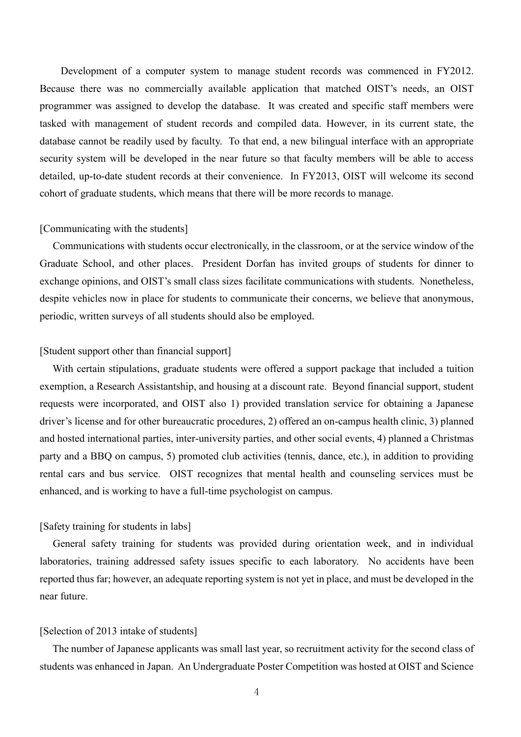Development of a computer system to manage student records was commenced in FY2012. Because there was no commercially available application that matched OIST's needs, an OIST programmer was assigned to develop the database. It was created and specific staff members were tasked with management of student records and compiled data. However, in its current state, the database cannot be readily used by faculty. To that end, a new bilingual interface with an appropriate security system will be developed in the near future so that faculty members will be able to access detailed, up-to-date student records at their convenience. In FY2013, OIST will welcome its second cohort of graduate students, which means that there will be more records to manage.

[Communicating with the students]

Communications with students occur electronically, in the classroom, or at the service window of the Graduate School, and other places. President Dorfan has invited groups of students for dinner to exchange opinions, and OIST's small class sizes facilitate communications with students. Nonetheless, despite vehicles now in place for students to communicate their concerns, we believe that anonymous, periodic, written surveys of all students should also be employed.

[Student support other than financial support]

With certain stipulations, graduate students were offered a support package that included a tuition exemption, a Research Assistantship, and housing at a discount rate. Beyond financial support, student requests were incorporated, and OIST also 1) provided translation service for obtaining a Japanese driver's license and for other bureaucratic procedures, 2) offered an on-campus health clinic, 3) planned and hosted international parties, inter-university parties, and other social events, 4) planned a Christmas party and a BBQ on campus, 5) promoted club activities (tennis, dance, etc.), in addition to providing rental cars and bus service. OIST recognizes that mental health and counseling services must be enhanced, and is working to have a full-time psychologist on campus.

[Safety training for students in labs]

General safety training for students was provided during orientation week, and in individual laboratories, training addressed safety issues specific to each laboratory. No accidents have been reported thus far; however, an adequate reporting system is not yet in place, and must be developed in the near future.

[Selection of 2013 intake of students]

The number of Japanese applicants was small last year, so recruitment activity for the second class of students was enhanced in Japan. An Undergraduate Poster Competition was hosted at OIST and Science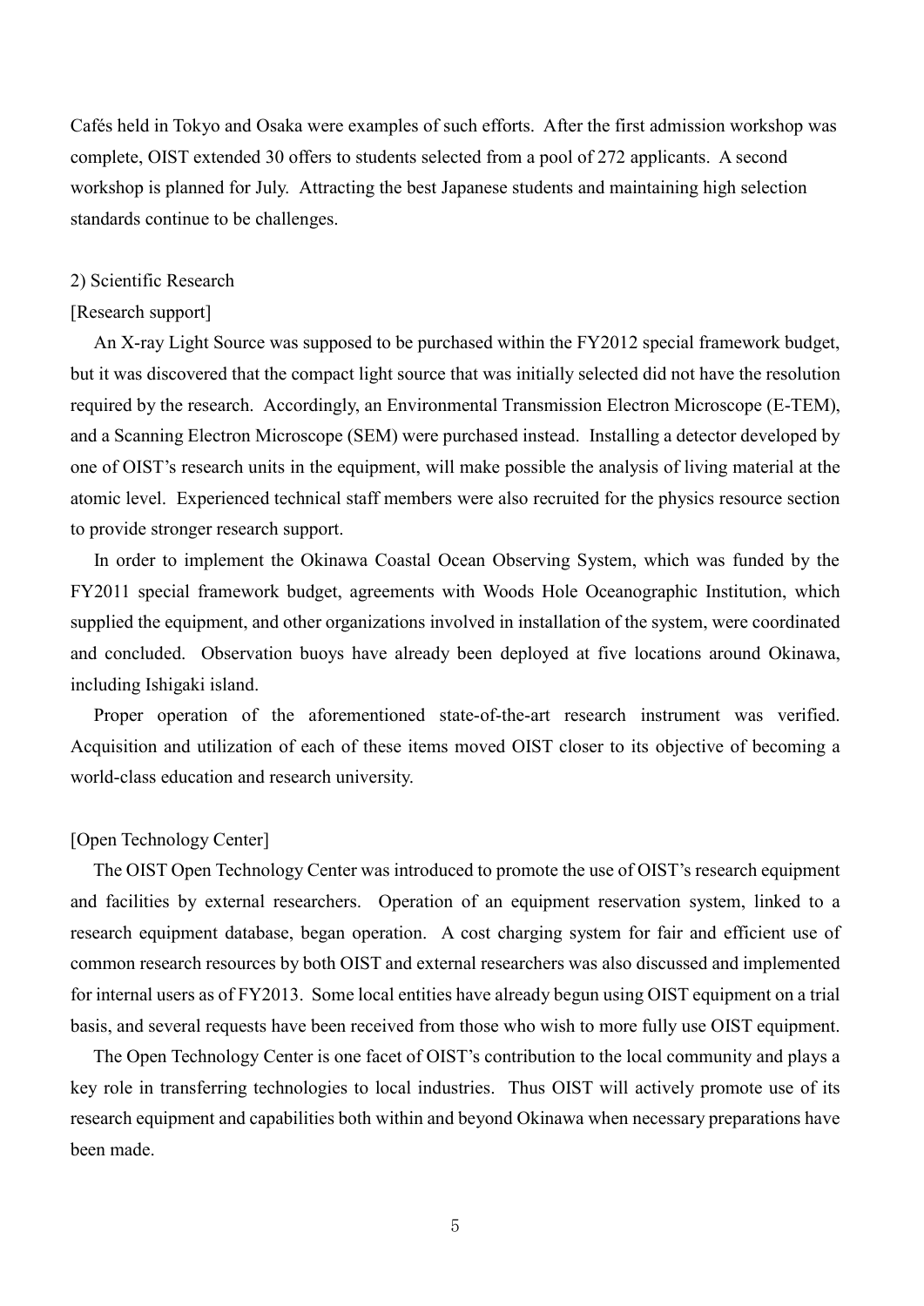Cafés held in Tokyo and Osaka were examples of such efforts. After the first admission workshop was complete, OIST extended 30 offers to students selected from a pool of 272 applicants. A second workshop is planned for July. Attracting the best Japanese students and maintaining high selection standards continue to be challenges.

2) Scientific Research

[Research support]

An X-ray Light Source was supposed to be purchased within the FY2012 special framework budget, but it was discovered that the compact light source that was initially selected did not have the resolution required by the research. Accordingly, an Environmental Transmission Electron Microscope (E-TEM), and a Scanning Electron Microscope (SEM) were purchased instead. Installing a detector developed by one of OIST's research units in the equipment, will make possible the analysis of living material at the atomic level. Experienced technical staff members were also recruited for the physics resource section to provide stronger research support.

In order to implement the Okinawa Coastal Ocean Observing System, which was funded by the FY2011 special framework budget, agreements with Woods Hole Oceanographic Institution, which supplied the equipment, and other organizations involved in installation of the system, were coordinated and concluded. Observation buoys have already been deployed at five locations around Okinawa, including Ishigaki island.

Proper operation of the aforementioned state-of-the-art research instrument was verified. Acquisition and utilization of each of these items moved OIST closer to its objective of becoming a world-class education and research university.

[Open Technology Center]

The OIST Open Technology Center was introduced to promote the use of OIST's research equipment and facilities by external researchers. Operation of an equipment reservation system, linked to a research equipment database, began operation. A cost charging system for fair and efficient use of common research resources by both OIST and external researchers was also discussed and implemented for internal users as of FY2013. Some local entities have already begun using OIST equipment on a trial basis, and several requests have been received from those who wish to more fully use OIST equipment.

The Open Technology Center is one facet of OIST's contribution to the local community and plays a key role in transferring technologies to local industries. Thus OIST will actively promote use of its research equipment and capabilities both within and beyond Okinawa when necessary preparations have been made.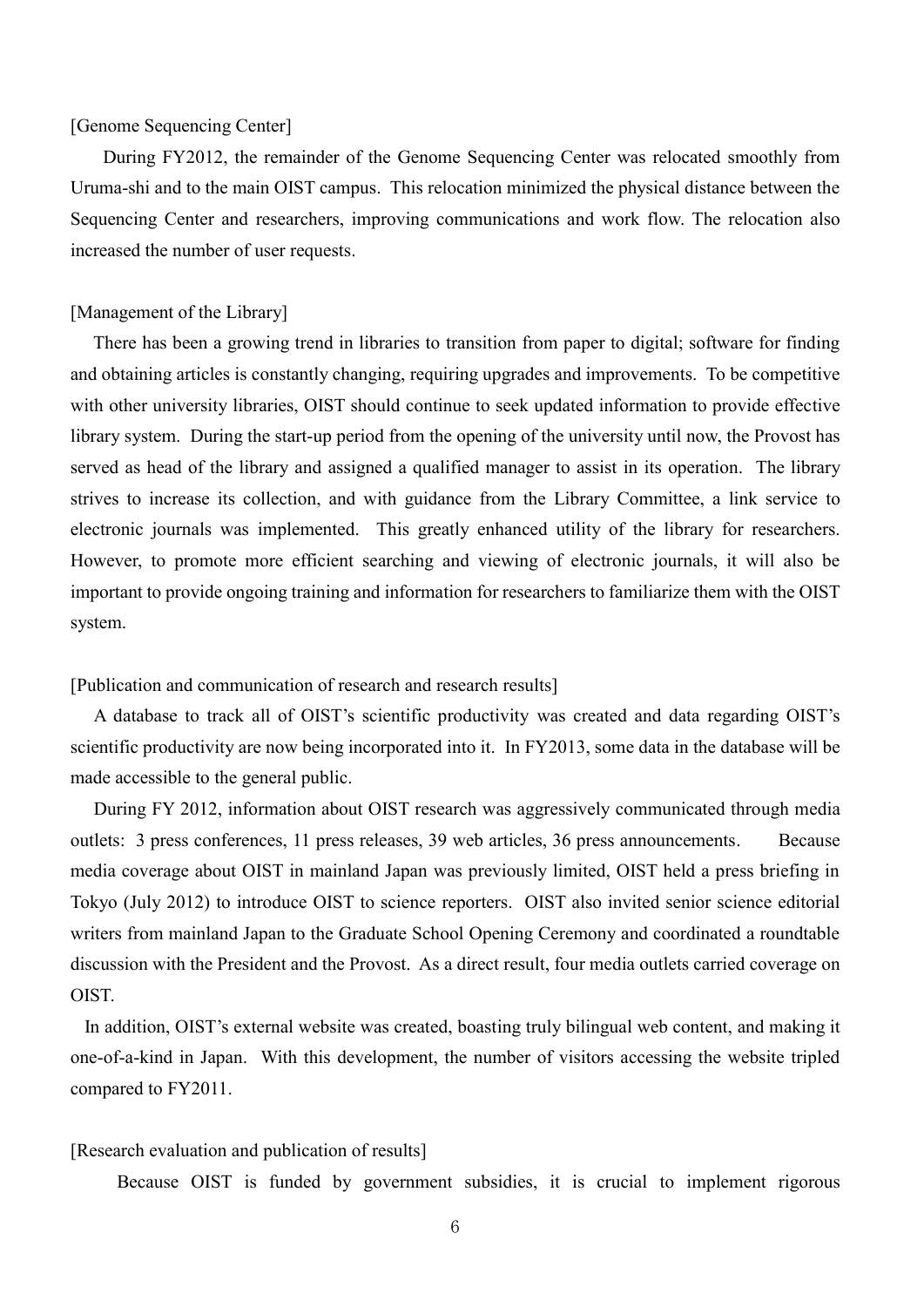[Genome Sequencing Center]

During FY2012, the remainder of the Genome Sequencing Center was relocated smoothly from Uruma-shi and to the main OIST campus. This relocation minimized the physical distance between the Sequencing Center and researchers, improving communications and work flow. The relocation also increased the number of user requests.

[Management of the Library]

There has been a growing trend in libraries to transition from paper to digital; software for finding and obtaining articles is constantly changing, requiring upgrades and improvements. To be competitive with other university libraries, OIST should continue to seek updated information to provide effective library system. During the start-up period from the opening of the university until now, the Provost has served as head of the library and assigned a qualified manager to assist in its operation. The library strives to increase its collection, and with guidance from the Library Committee, a link service to electronic journals was implemented. This greatly enhanced utility of the library for researchers. However, to promote more efficient searching and viewing of electronic journals, it will also be important to provide ongoing training and information for researchers to familiarize them with the OIST system.

[Publication and communication of research and research results]

A database to track all of OIST's scientific productivity was created and data regarding OIST's scientific productivity are now being incorporated into it. In FY2013, some data in the database will be made accessible to the general public.

During FY 2012, information about OIST research was aggressively communicated through media outlets: 3 press conferences, 11 press releases, 39 web articles, 36 press announcements. Because media coverage about OIST in mainland Japan was previously limited, OIST held a press briefing in Tokyo (July 2012) to introduce OIST to science reporters. OIST also invited senior science editorial writers from mainland Japan to the Graduate School Opening Ceremony and coordinated a roundtable discussion with the President and the Provost. As a direct result, four media outlets carried coverage on OIST.

In addition, OIST's external website was created, boasting truly bilingual web content, and making it one-of-a-kind in Japan. With this development, the number of visitors accessing the website tripled compared to FY2011.

[Research evaluation and publication of results]

Because OIST is funded by government subsidies, it is crucial to implement rigorous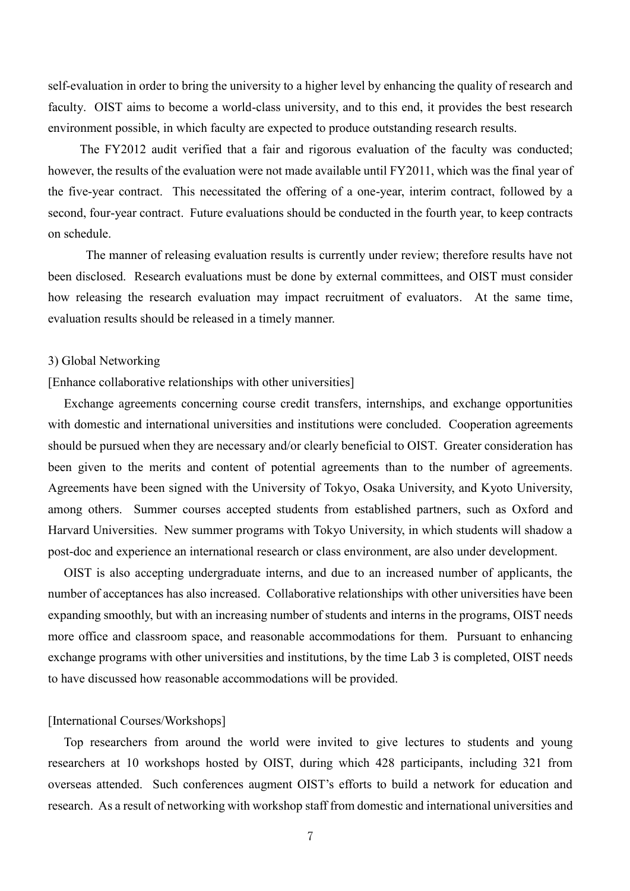self-evaluation in order to bring the university to a higher level by enhancing the quality of research and faculty. OIST aims to become a world-class university, and to this end, it provides the best research environment possible, in which faculty are expected to produce outstanding research results.

The FY2012 audit verified that a fair and rigorous evaluation of the faculty was conducted; however, the results of the evaluation were not made available until FY2011, which was the final year of the five-year contract. This necessitated the offering of a one-year, interim contract, followed by a second, four-year contract. Future evaluations should be conducted in the fourth year, to keep contracts on schedule.

The manner of releasing evaluation results is currently under review; therefore results have not been disclosed. Research evaluations must be done by external committees, and OIST must consider how releasing the research evaluation may impact recruitment of evaluators. At the same time, evaluation results should be released in a timely manner.

3) Global Networking

[Enhance collaborative relationships with other universities]

Exchange agreements concerning course credit transfers, internships, and exchange opportunities with domestic and international universities and institutions were concluded. Cooperation agreements should be pursued when they are necessary and/or clearly beneficial to OIST. Greater consideration has been given to the merits and content of potential agreements than to the number of agreements. Agreements have been signed with the University of Tokyo, Osaka University, and Kyoto University, among others. Summer courses accepted students from established partners, such as Oxford and Harvard Universities. New summer programs with Tokyo University, in which students will shadow a post-doc and experience an international research or class environment, are also under development.

OIST is also accepting undergraduate interns, and due to an increased number of applicants, the number of acceptances has also increased. Collaborative relationships with other universities have been expanding smoothly, but with an increasing number of students and interns in the programs, OIST needs more office and classroom space, and reasonable accommodations for them. Pursuant to enhancing exchange programs with other universities and institutions, by the time Lab 3 is completed, OIST needs to have discussed how reasonable accommodations will be provided.

[International Courses/Workshops]

Top researchers from around the world were invited to give lectures to students and young researchers at 10 workshops hosted by OIST, during which 428 participants, including 321 from overseas attended. Such conferences augment OIST's efforts to build a network for education and research. As a result of networking with workshop staff from domestic and international universities and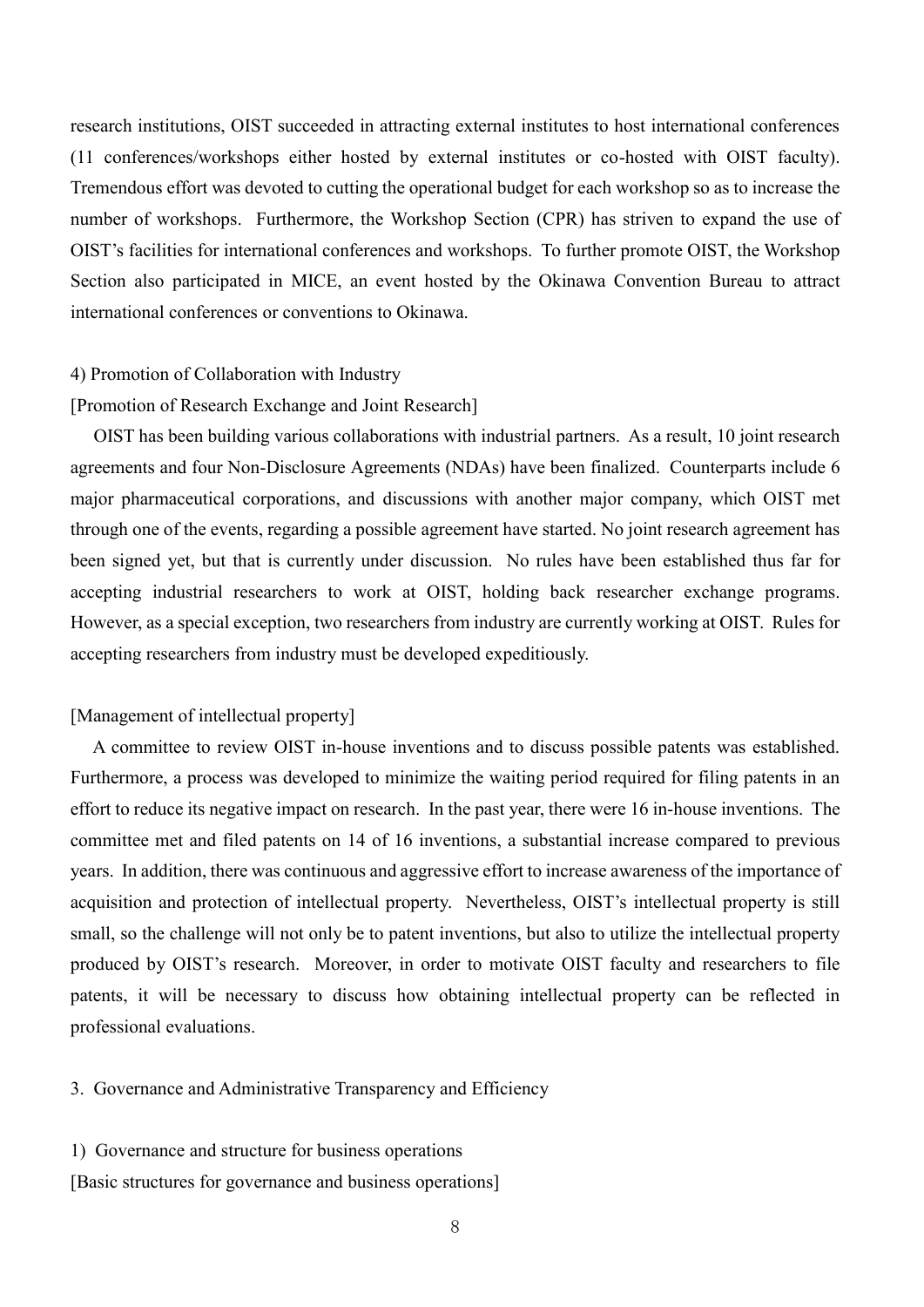research institutions, OIST succeeded in attracting external institutes to host international conferences (11 conferences/workshops either hosted by external institutes or co-hosted with OIST faculty). Tremendous effort was devoted to cutting the operational budget for each workshop so as to increase the number of workshops. Furthermore, the Workshop Section (CPR) has striven to expand the use of OIST's facilities for international conferences and workshops. To further promote OIST, the Workshop Section also participated in MICE, an event hosted by the Okinawa Convention Bureau to attract international conferences or conventions to Okinawa.

4) Promotion of Collaboration with Industry

[Promotion of Research Exchange and Joint Research]

OIST has been building various collaborations with industrial partners. As a result, 10 joint research agreements and four Non-Disclosure Agreements (NDAs) have been finalized. Counterparts include 6 major pharmaceutical corporations, and discussions with another major company, which OIST met through one of the events, regarding a possible agreement have started. No joint research agreement has been signed yet, but that is currently under discussion. No rules have been established thus far for accepting industrial researchers to work at OIST, holding back researcher exchange programs. However, as a special exception, two researchers from industry are currently working at OIST. Rules for accepting researchers from industry must be developed expeditiously.

[Management of intellectual property]

A committee to review OIST in-house inventions and to discuss possible patents was established. Furthermore, a process was developed to minimize the waiting period required for filing patents in an effort to reduce its negative impact on research. In the past year, there were 16 in-house inventions. The committee met and filed patents on 14 of 16 inventions, a substantial increase compared to previous years. In addition, there was continuous and aggressive effort to increase awareness of the importance of acquisition and protection of intellectual property. Nevertheless, OIST's intellectual property is still small, so the challenge will not only be to patent inventions, but also to utilize the intellectual property produced by OIST's research. Moreover, in order to motivate OIST faculty and researchers to file patents, it will be necessary to discuss how obtaining intellectual property can be reflected in professional evaluations.

## 3. Governance and Administrative Transparency and Efficiency

1) Governance and structure for business operations

[Basic structures for governance and business operations]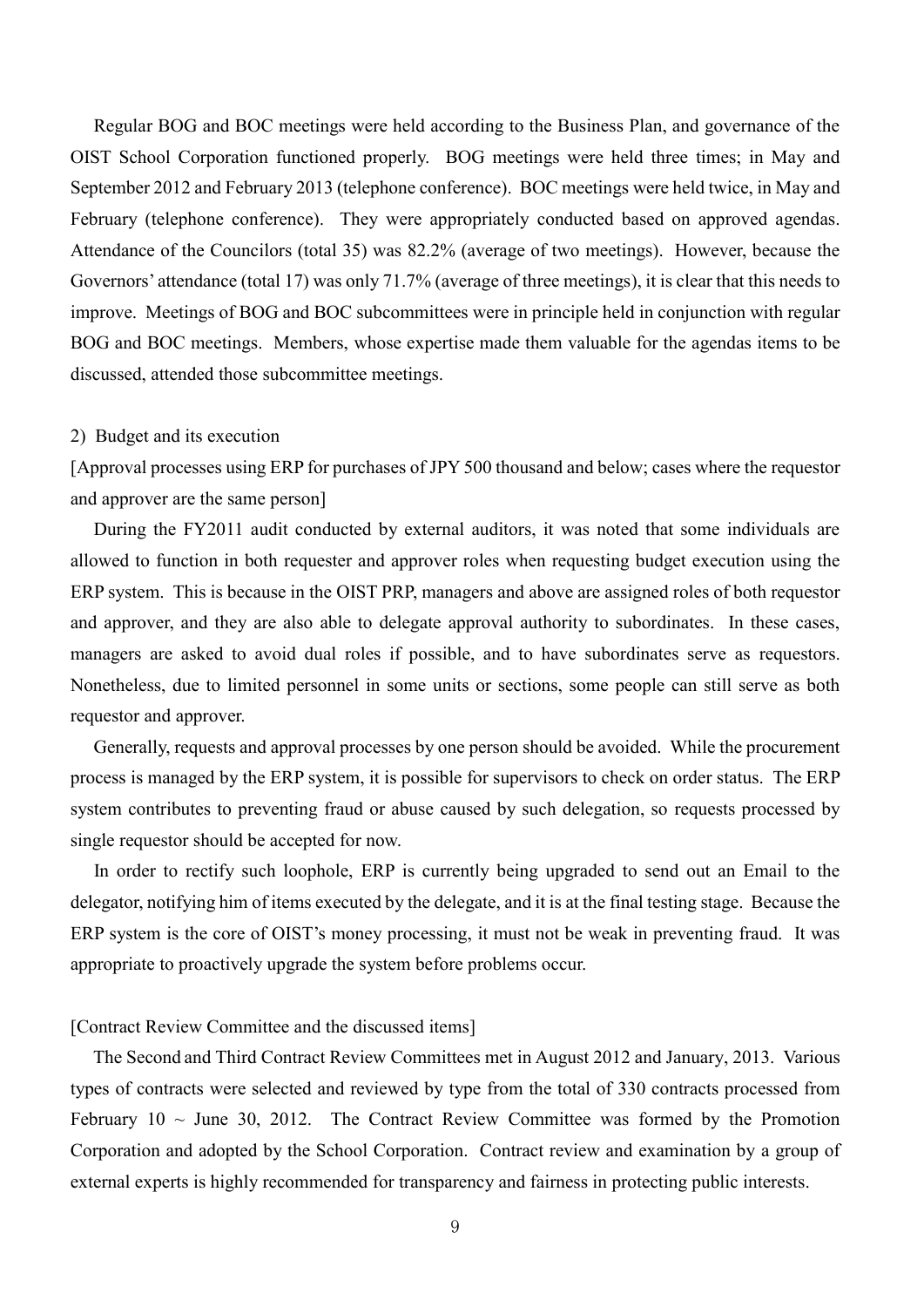Regular BOG and BOC meetings were held according to the Business Plan, and governance of the OIST School Corporation functioned properly. BOG meetings were held three times; in May and September 2012 and February 2013 (telephone conference). BOC meetings were held twice, in May and February (telephone conference). They were appropriately conducted based on approved agendas. Attendance of the Councilors (total 35) was 82.2% (average of two meetings). However, because the Governors' attendance (total 17) was only 71.7% (average of three meetings), it is clear that this needs to improve. Meetings of BOG and BOC subcommittees were in principle held in conjunction with regular BOG and BOC meetings. Members, whose expertise made them valuable for the agendas items to be discussed, attended those subcommittee meetings.

2) Budget and its execution

[Approval processes using ERP for purchases of JPY 500 thousand and below; cases where the requestor and approver are the same person]

During the FY2011 audit conducted by external auditors, it was noted that some individuals are allowed to function in both requester and approver roles when requesting budget execution using the ERP system. This is because in the OIST PRP, managers and above are assigned roles of both requestor and approver, and they are also able to delegate approval authority to subordinates. In these cases, managers are asked to avoid dual roles if possible, and to have subordinates serve as requestors. Nonetheless, due to limited personnel in some units or sections, some people can still serve as both requestor and approver.

Generally, requests and approval processes by one person should be avoided. While the procurement process is managed by the ERP system, it is possible for supervisors to check on order status. The ERP system contributes to preventing fraud or abuse caused by such delegation, so requests processed by single requestor should be accepted for now.

In order to rectify such loophole, ERP is currently being upgraded to send out an Email to the delegator, notifying him of items executed by the delegate, and it is at the final testing stage. Because the ERP system is the core of OIST's money processing, it must not be weak in preventing fraud. It was appropriate to proactively upgrade the system before problems occur.

[Contract Review Committee and the discussed items]

The Second and Third Contract Review Committees met in August 2012 and January, 2013. Various types of contracts were selected and reviewed by type from the total of 330 contracts processed from February 10 ~ June 30, 2012. The Contract Review Committee was formed by the Promotion Corporation and adopted by the School Corporation. Contract review and examination by a group of external experts is highly recommended for transparency and fairness in protecting public interests.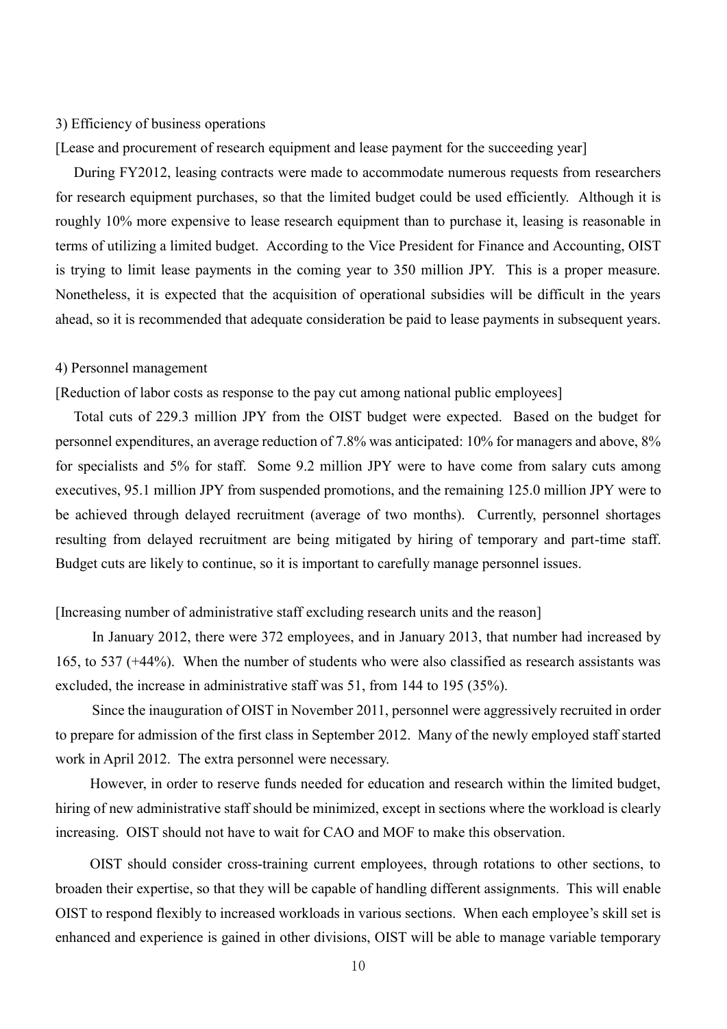3) Efficiency of business operations

[Lease and procurement of research equipment and lease payment for the succeeding year]

During FY2012, leasing contracts were made to accommodate numerous requests from researchers for research equipment purchases, so that the limited budget could be used efficiently. Although it is roughly 10% more expensive to lease research equipment than to purchase it, leasing is reasonable in terms of utilizing a limited budget. According to the Vice President for Finance and Accounting, OIST is trying to limit lease payments in the coming year to 350 million JPY. This is a proper measure. Nonetheless, it is expected that the acquisition of operational subsidies will be difficult in the years ahead, so it is recommended that adequate consideration be paid to lease payments in subsequent years.

4) Personnel management

[Reduction of labor costs as response to the pay cut among national public employees]

Total cuts of 229.3 million JPY from the OIST budget were expected. Based on the budget for personnel expenditures, an average reduction of 7.8% was anticipated: 10% for managers and above, 8% for specialists and 5% for staff. Some 9.2 million JPY were to have come from salary cuts among executives, 95.1 million JPY from suspended promotions, and the remaining 125.0 million JPY were to be achieved through delayed recruitment (average of two months). Currently, personnel shortages resulting from delayed recruitment are being mitigated by hiring of temporary and part-time staff. Budget cuts are likely to continue, so it is important to carefully manage personnel issues.

[Increasing number of administrative staff excluding research units and the reason]

In January 2012, there were 372 employees, and in January 2013, that number had increased by 165, to 537 (+44%). When the number of students who were also classified as research assistants was excluded, the increase in administrative staff was 51, from 144 to 195 (35%).

Since the inauguration of OIST in November 2011, personnel were aggressively recruited in order to prepare for admission of the first class in September 2012. Many of the newly employed staff started work in April 2012. The extra personnel were necessary.

However, in order to reserve funds needed for education and research within the limited budget, hiring of new administrative staff should be minimized, except in sections where the workload is clearly increasing. OIST should not have to wait for CAO and MOF to make this observation.

OIST should consider cross-training current employees, through rotations to other sections, to broaden their expertise, so that they will be capable of handling different assignments. This will enable OIST to respond flexibly to increased workloads in various sections. When each employee's skill set is enhanced and experience is gained in other divisions, OIST will be able to manage variable temporary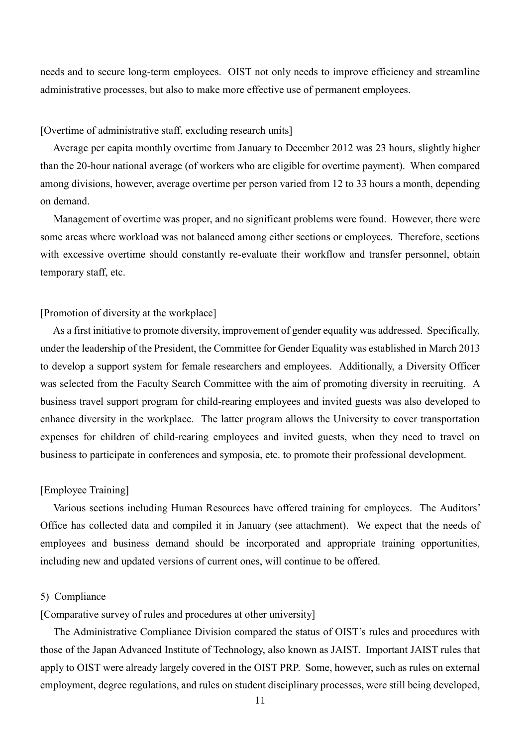needs and to secure long-term employees. OIST not only needs to improve efficiency and streamline administrative processes, but also to make more effective use of permanent employees.

[Overtime of administrative staff, excluding research units]

Average per capita monthly overtime from January to December 2012 was 23 hours, slightly higher than the 20-hour national average (of workers who are eligible for overtime payment). When compared among divisions, however, average overtime per person varied from 12 to 33 hours a month, depending on demand.

Management of overtime was proper, and no significant problems were found. However, there were some areas where workload was not balanced among either sections or employees. Therefore, sections with excessive overtime should constantly re-evaluate their workflow and transfer personnel, obtain temporary staff, etc.

[Promotion of diversity at the workplace]

As a first initiative to promote diversity, improvement of gender equality was addressed. Specifically, under the leadership of the President, the Committee for Gender Equality was established in March 2013 to develop a support system for female researchers and employees. Additionally, a Diversity Officer was selected from the Faculty Search Committee with the aim of promoting diversity in recruiting. A business travel support program for child-rearing employees and invited guests was also developed to enhance diversity in the workplace. The latter program allows the University to cover transportation expenses for children of child-rearing employees and invited guests, when they need to travel on business to participate in conferences and symposia, etc. to promote their professional development.

[Employee Training]

Various sections including Human Resources have offered training for employees. The Auditors' Office has collected data and compiled it in January (see attachment). We expect that the needs of employees and business demand should be incorporated and appropriate training opportunities, including new and updated versions of current ones, will continue to be offered.

5) Compliance

[Comparative survey of rules and procedures at other university]

The Administrative Compliance Division compared the status of OIST's rules and procedures with those of the Japan Advanced Institute of Technology, also known as JAIST. Important JAIST rules that apply to OIST were already largely covered in the OIST PRP. Some, however, such as rules on external employment, degree regulations, and rules on student disciplinary processes, were still being developed,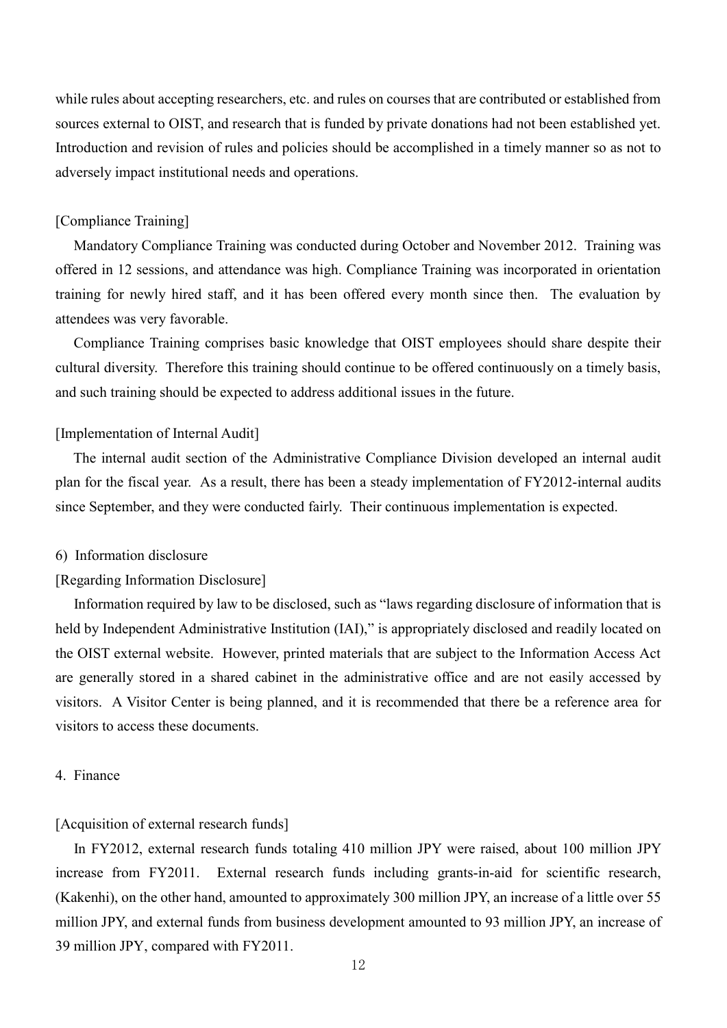while rules about accepting researchers, etc. and rules on courses that are contributed or established from sources external to OIST, and research that is funded by private donations had not been established yet. Introduction and revision of rules and policies should be accomplished in a timely manner so as not to adversely impact institutional needs and operations.

[Compliance Training]

Mandatory Compliance Training was conducted during October and November 2012. Training was offered in 12 sessions, and attendance was high. Compliance Training was incorporated in orientation training for newly hired staff, and it has been offered every month since then. The evaluation by attendees was very favorable.

Compliance Training comprises basic knowledge that OIST employees should share despite their cultural diversity. Therefore this training should continue to be offered continuously on a timely basis, and such training should be expected to address additional issues in the future.

[Implementation of Internal Audit]

The internal audit section of the Administrative Compliance Division developed an internal audit plan for the fiscal year. As a result, there has been a steady implementation of FY2012-internal audits since September, and they were conducted fairly. Their continuous implementation is expected.

6) Information disclosure

[Regarding Information Disclosure]

Information required by law to be disclosed, such as "laws regarding disclosure of information that is held by Independent Administrative Institution (IAI)," is appropriately disclosed and readily located on the OIST external website. However, printed materials that are subject to the Information Access Act are generally stored in a shared cabinet in the administrative office and are not easily accessed by visitors. A Visitor Center is being planned, and it is recommended that there be a reference area for visitors to access these documents.

## 4. Finance

[Acquisition of external research funds]

In FY2012, external research funds totaling 410 million JPY were raised, about 100 million JPY increase from FY2011. External research funds including grants-in-aid for scientific research, (Kakenhi), on the other hand, amounted to approximately 300 million JPY, an increase of a little over 55 million JPY, and external funds from business development amounted to 93 million JPY, an increase of 39 million JPY, compared with FY2011.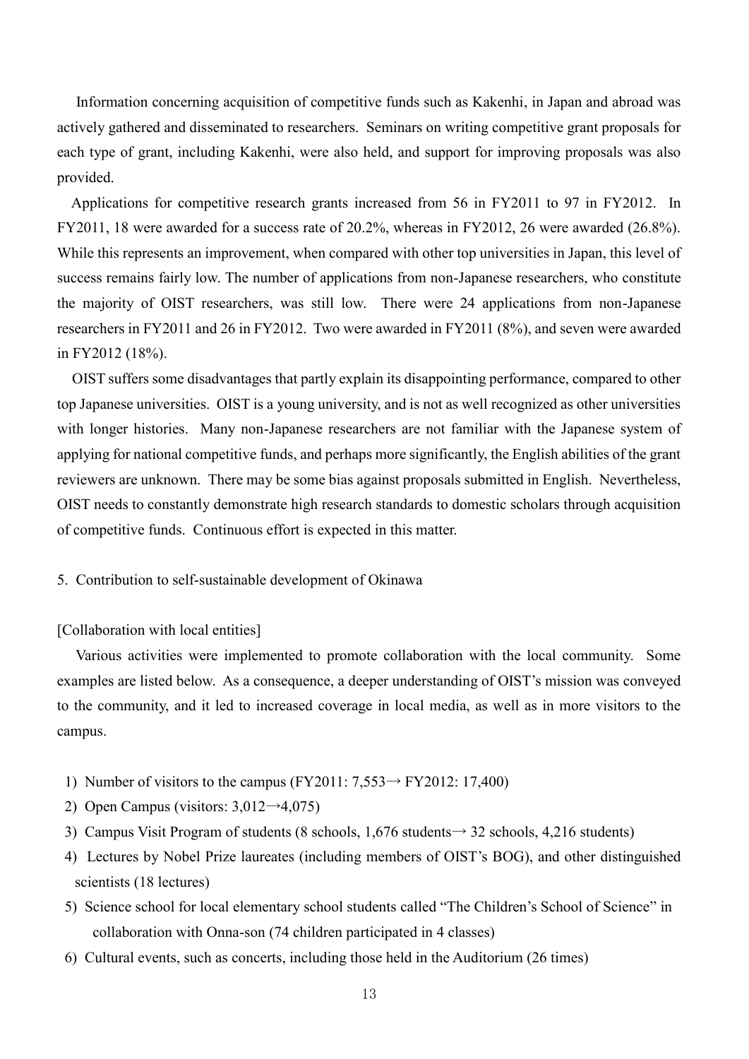Information concerning acquisition of competitive funds such as Kakenhi, in Japan and abroad was actively gathered and disseminated to researchers. Seminars on writing competitive grant proposals for each type of grant, including Kakenhi, were also held, and support for improving proposals was also provided.

Applications for competitive research grants increased from 56 in FY2011 to 97 in FY2012. In FY2011, 18 were awarded for a success rate of 20.2%, whereas in FY2012, 26 were awarded (26.8%). While this represents an improvement, when compared with other top universities in Japan, this level of success remains fairly low. The number of applications from non-Japanese researchers, who constitute the majority of OIST researchers, was still low. There were 24 applications from non-Japanese researchers in FY2011 and 26 in FY2012. Two were awarded in FY2011 (8%), and seven were awarded in FY2012 (18%).

OIST suffers some disadvantages that partly explain its disappointing performance, compared to other top Japanese universities. OIST is a young university, and is not as well recognized as other universities with longer histories. Many non-Japanese researchers are not familiar with the Japanese system of applying for national competitive funds, and perhaps more significantly, the English abilities of the grant reviewers are unknown. There may be some bias against proposals submitted in English. Nevertheless, OIST needs to constantly demonstrate high research standards to domestic scholars through acquisition of competitive funds. Continuous effort is expected in this matter.

## 5. Contribution to self-sustainable development of Okinawa

[Collaboration with local entities]

Various activities were implemented to promote collaboration with the local community. Some examples are listed below. As a consequence, a deeper understanding of OIST's mission was conveyed to the community, and it led to increased coverage in local media, as well as in more visitors to the campus.

1) Number of visitors to the campus (FY2011: 7,553→ FY2012: 17,400)
2) Open Campus (visitors: 3,012→4,075)
3) Campus Visit Program of students (8 schools, 1,676 students→ 32 schools, 4,216 students)
4) Lectures by Nobel Prize laureates (including members of OIST's BOG), and other distinguished scientists (18 lectures)
5) Science school for local elementary school students called "The Children's School of Science" in collaboration with Onna-son (74 children participated in 4 classes)
6) Cultural events, such as concerts, including those held in the Auditorium (26 times)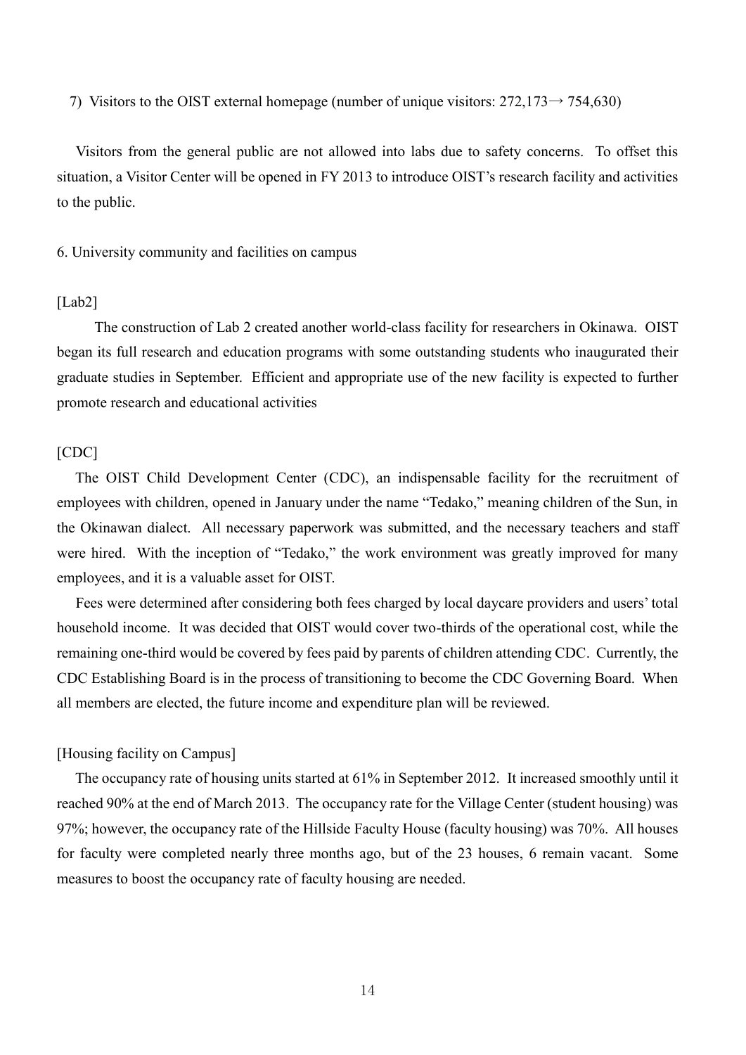7) Visitors to the OIST external homepage (number of unique visitors: 272,173→ 754,630)

Visitors from the general public are not allowed into labs due to safety concerns. To offset this situation, a Visitor Center will be opened in FY 2013 to introduce OIST's research facility and activities to the public.

## 6. University community and facilities on campus

[Lab2]

The construction of Lab 2 created another world-class facility for researchers in Okinawa. OIST began its full research and education programs with some outstanding students who inaugurated their graduate studies in September. Efficient and appropriate use of the new facility is expected to further promote research and educational activities

[CDC]

The OIST Child Development Center (CDC), an indispensable facility for the recruitment of employees with children, opened in January under the name "Tedako," meaning children of the Sun, in the Okinawan dialect. All necessary paperwork was submitted, and the necessary teachers and staff were hired. With the inception of "Tedako," the work environment was greatly improved for many employees, and it is a valuable asset for OIST.

Fees were determined after considering both fees charged by local daycare providers and users' total household income. It was decided that OIST would cover two-thirds of the operational cost, while the remaining one-third would be covered by fees paid by parents of children attending CDC. Currently, the CDC Establishing Board is in the process of transitioning to become the CDC Governing Board. When all members are elected, the future income and expenditure plan will be reviewed.

[Housing facility on Campus]

The occupancy rate of housing units started at 61% in September 2012. It increased smoothly until it reached 90% at the end of March 2013. The occupancy rate for the Village Center (student housing) was 97%; however, the occupancy rate of the Hillside Faculty House (faculty housing) was 70%. All houses for faculty were completed nearly three months ago, but of the 23 houses, 6 remain vacant. Some measures to boost the occupancy rate of faculty housing are needed.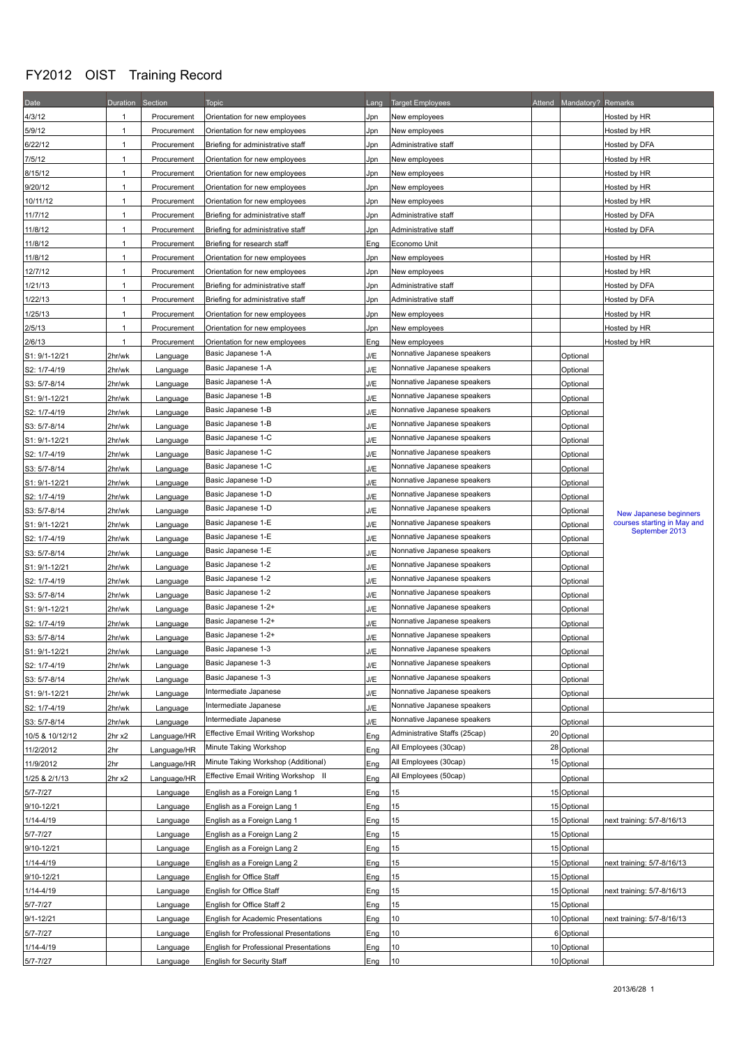# FY2012 OIST Training Record

| Date | Duration | Section | Topic | Lang | Target Employees | Attend | Mandatory? | Remarks |
|---|---|---|---|---|---|---|---|---|
| 4/3/12 | 1 | Procurement | Orientation for new employees | Jpn | New employees | | | Hosted by HR |
| 5/9/12 | 1 | Procurement | Orientation for new employees | Jpn | New employees | | | Hosted by HR |
| 6/22/12 | 1 | Procurement | Briefing for administrative staff | Jpn | Administrative staff | | | Hosted by DFA |
| 7/5/12 | 1 | Procurement | Orientation for new employees | Jpn | New employees | | | Hosted by HR |
| 8/15/12 | 1 | Procurement | Orientation for new employees | Jpn | New employees | | | Hosted by HR |
| 9/20/12 | 1 | Procurement | Orientation for new employees | Jpn | New employees | | | Hosted by HR |
| 10/11/12 | 1 | Procurement | Orientation for new employees | Jpn | New employees | | | Hosted by HR |
| 11/7/12 | 1 | Procurement | Briefing for administrative staff | Jpn | Administrative staff | | | Hosted by DFA |
| 11/8/12 | 1 | Procurement | Briefing for administrative staff | Jpn | Administrative staff | | | Hosted by DFA |
| 11/8/12 | 1 | Procurement | Briefing for research staff | Eng | Economo Unit | | | |
| 11/8/12 | 1 | Procurement | Orientation for new employees | Jpn | New employees | | | Hosted by HR |
| 12/7/12 | 1 | Procurement | Orientation for new employees | Jpn | New employees | | | Hosted by HR |
| 1/21/13 | 1 | Procurement | Briefing for administrative staff | Jpn | Administrative staff | | | Hosted by DFA |
| 1/22/13 | 1 | Procurement | Briefing for administrative staff | Jpn | Administrative staff | | | Hosted by DFA |
| 1/25/13 | 1 | Procurement | Orientation for new employees | Jpn | New employees | | | Hosted by HR |
| 2/5/13 | 1 | Procurement | Orientation for new employees | Jpn | New employees | | | Hosted by HR |
| 2/6/13 | 1 | Procurement | Orientation for new employees | Eng | New employees | | | Hosted by HR |
| S1: 9/1-12/21 | 2hr/wk | Language | Basic Japanese 1-A | J/E | Nonnative Japanese speakers | | Optional | New Japanese beginners courses starting in May and September 2013 |
| S2: 1/7-4/19 | 2hr/wk | Language | Basic Japanese 1-A | J/E | Nonnative Japanese speakers | | Optional | |
| S3: 5/7-8/14 | 2hr/wk | Language | Basic Japanese 1-A | J/E | Nonnative Japanese speakers | | Optional | |
| S1: 9/1-12/21 | 2hr/wk | Language | Basic Japanese 1-B | J/E | Nonnative Japanese speakers | | Optional | |
| S2: 1/7-4/19 | 2hr/wk | Language | Basic Japanese 1-B | J/E | Nonnative Japanese speakers | | Optional | |
| S3: 5/7-8/14 | 2hr/wk | Language | Basic Japanese 1-B | J/E | Nonnative Japanese speakers | | Optional | |
| S1: 9/1-12/21 | 2hr/wk | Language | Basic Japanese 1-C | J/E | Nonnative Japanese speakers | | Optional | |
| S2: 1/7-4/19 | 2hr/wk | Language | Basic Japanese 1-C | J/E | Nonnative Japanese speakers | | Optional | |
| S3: 5/7-8/14 | 2hr/wk | Language | Basic Japanese 1-C | J/E | Nonnative Japanese speakers | | Optional | |
| S1: 9/1-12/21 | 2hr/wk | Language | Basic Japanese 1-D | J/E | Nonnative Japanese speakers | | Optional | |
| S2: 1/7-4/19 | 2hr/wk | Language | Basic Japanese 1-D | J/E | Nonnative Japanese speakers | | Optional | |
| S3: 5/7-8/14 | 2hr/wk | Language | Basic Japanese 1-D | J/E | Nonnative Japanese speakers | | Optional | |
| S1: 9/1-12/21 | 2hr/wk | Language | Basic Japanese 1-E | J/E | Nonnative Japanese speakers | | Optional | |
| S2: 1/7-4/19 | 2hr/wk | Language | Basic Japanese 1-E | J/E | Nonnative Japanese speakers | | Optional | |
| S3: 5/7-8/14 | 2hr/wk | Language | Basic Japanese 1-E | J/E | Nonnative Japanese speakers | | Optional | |
| S1: 9/1-12/21 | 2hr/wk | Language | Basic Japanese 1-2 | J/E | Nonnative Japanese speakers | | Optional | |
| S2: 1/7-4/19 | 2hr/wk | Language | Basic Japanese 1-2 | J/E | Nonnative Japanese speakers | | Optional | |
| S3: 5/7-8/14 | 2hr/wk | Language | Basic Japanese 1-2 | J/E | Nonnative Japanese speakers | | Optional | |
| S1: 9/1-12/21 | 2hr/wk | Language | Basic Japanese 1-2+ | J/E | Nonnative Japanese speakers | | Optional | |
| S2: 1/7-4/19 | 2hr/wk | Language | Basic Japanese 1-2+ | J/E | Nonnative Japanese speakers | | Optional | |
| S3: 5/7-8/14 | 2hr/wk | Language | Basic Japanese 1-2+ | J/E | Nonnative Japanese speakers | | Optional | |
| S1: 9/1-12/21 | 2hr/wk | Language | Basic Japanese 1-3 | J/E | Nonnative Japanese speakers | | Optional | |
| S2: 1/7-4/19 | 2hr/wk | Language | Basic Japanese 1-3 | J/E | Nonnative Japanese speakers | | Optional | |
| S3: 5/7-8/14 | 2hr/wk | Language | Basic Japanese 1-3 | J/E | Nonnative Japanese speakers | | Optional | |
| S1: 9/1-12/21 | 2hr/wk | Language | Intermediate Japanese | J/E | Nonnative Japanese speakers | | Optional | |
| S2: 1/7-4/19 | 2hr/wk | Language | Intermediate Japanese | J/E | Nonnative Japanese speakers | | Optional | |
| S3: 5/7-8/14 | 2hr/wk | Language | Intermediate Japanese | J/E | Nonnative Japanese speakers | | Optional | |
| 10/5 & 10/12/12 | 2hr x2 | Language/HR | Effective Email Writing Workshop | Eng | Administrative Staffs (25cap) | 20 | Optional | |
| 11/2/2012 | 2hr | Language/HR | Minute Taking Workshop | Eng | All Employees (30cap) | 28 | Optional | |
| 11/9/2012 | 2hr | Language/HR | Minute Taking Workshop (Additional) | Eng | All Employees (30cap) | 15 | Optional | |
| 1/25 & 2/1/13 | 2hr x2 | Language/HR | Effective Email Writing Workshop II | Eng | All Employees (50cap) | | Optional | |
| 5/7-7/27 | | Language | English as a Foreign Lang 1 | Eng | 15 | 15 | Optional | |
| 9/10-12/21 | | Language | English as a Foreign Lang 1 | Eng | 15 | 15 | Optional | |
| 1/14-4/19 | | Language | English as a Foreign Lang 1 | Eng | 15 | 15 | Optional | next training: 5/7-8/16/13 |
| 5/7-7/27 | | Language | English as a Foreign Lang 2 | Eng | 15 | 15 | Optional | |
| 9/10-12/21 | | Language | English as a Foreign Lang 2 | Eng | 15 | 15 | Optional | |
| 1/14-4/19 | | Language | English as a Foreign Lang 2 | Eng | 15 | 15 | Optional | next training: 5/7-8/16/13 |
| 9/10-12/21 | | Language | English for Office Staff | Eng | 15 | 15 | Optional | |
| 1/14-4/19 | | Language | English for Office Staff | Eng | 15 | 15 | Optional | next training: 5/7-8/16/13 |
| 5/7-7/27 | | Language | English for Office Staff 2 | Eng | 15 | 15 | Optional | |
| 9/1-12/21 | | Language | English for Academic Presentations | Eng | 10 | 10 | Optional | next training: 5/7-8/16/13 |
| 5/7-7/27 | | Language | English for Professional Presentations | Eng | 10 | 6 | Optional | |
| 1/14-4/19 | | Language | English for Professional Presentations | Eng | 10 | 10 | Optional | |
| 5/7-7/27 | | Language | English for Security Staff | Eng | 10 | 10 | Optional | |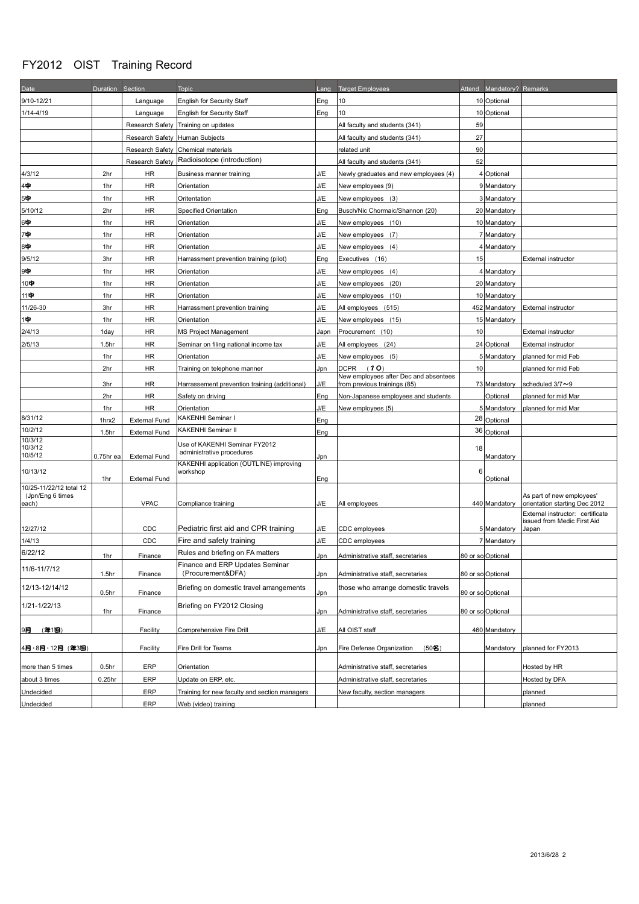# FY2012　OIST　Training Record

| Date | Duration | Section | Topic | Lang | Target Employees | Attend | Mandatory? | Remarks |
|---|---|---|---|---|---|---|---|---|
| 9/10-12/21 | | Language | English for Security Staff | Eng | 10 | 10 | Optional | |
| 1/14-4/19 | | Language | English for Security Staff | Eng | 10 | 10 | Optional | |
| | | Research Safety | Training on updates | | All faculty and students (341) | 59 | | |
| | | Research Safety | Human Subjects | | All faculty and students (341) | 27 | | |
| | | Research Safety | Chemical materials | | related unit | 90 | | |
| | | Research Safety | Radioisotope (introduction) | | All faculty and students (341) | 52 | | |
| 4/3/12 | 2hr | HR | Business manner training | J/E | Newly graduates and new employees (4) | 4 | Optional | |
| 4中 | 1hr | HR | Orientation | J/E | New employees (9) | 9 | Mandatory | |
| 5中 | 1hr | HR | Oritentation | J/E | New employees (3) | 3 | Mandatory | |
| 5/10/12 | 2hr | HR | Specified Orientation | Eng | Busch/Nic Chormaic/Shannon (20) | 20 | Mandatory | |
| 6中 | 1hr | HR | Orientation | J/E | New employees (10) | 10 | Mandatory | |
| 7中 | 1hr | HR | Orientation | J/E | New employees (7) | 7 | Mandatory | |
| 8中 | 1hr | HR | Orientation | J/E | New employees (4) | 4 | Mandatory | |
| 9/5/12 | 3hr | HR | Harrassment prevention training (pilot) | Eng | Executives (16) | 15 | | External instructor |
| 9中 | 1hr | HR | Orientation | J/E | New employees (4) | 4 | Mandatory | |
| 10中 | 1hr | HR | Orientation | J/E | New employees (20) | 20 | Mandatory | |
| 11中 | 1hr | HR | Orientation | J/E | New employees (10) | 10 | Mandatory | |
| 11/26-30 | 3hr | HR | Harrassment prevention training | J/E | All employees (515) | 452 | Mandatory | External instructor |
| 1中 | 1hr | HR | Orientation | J/E | New employees (15) | 15 | Mandatory | |
| 2/4/13 | 1day | HR | MS Project Management | Japn | Procurement (10) | 10 | | External instructor |
| 2/5/13 | 1.5hr | HR | Seminar on filing national income tax | J/E | All employees (24) | 24 | Optional | External instructor |
| | 1hr | HR | Orientation | J/E | New employees (5) | 5 | Mandatory | planned for mid Feb |
| | 2hr | HR | Training on telephone manner | Jpn | DCPR (１０) | 10 | | planned for mid Feb |
| | 3hr | HR | Harrassement prevention training (additional) | J/E | New employees after Dec and absentees from previous trainings (85) | 73 | Mandatory | scheduled 3/7～9 |
| | 2hr | HR | Safety on driving | Eng | Non-Japanese employees and students | | Optional | planned for mid Mar |
| | 1hr | HR | Orientation | J/E | New employees (5) | 5 | Mandatory | planned for mid Mar |
| 8/31/12 | 1hrx2 | External Fund | KAKENHI Seminar I | Eng | | 28 | Optional | |
| 10/2/12 | 1.5hr | External Fund | KAKENHI Seminar II | Eng | | 36 | Optional | |
| 10/3/12 10/3/12 10/5/12 | 0.75hr ea | External Fund | Use of KAKENHI Seminar FY2012 administrative procedures | Jpn | | 18 | Mandatory | |
| 10/13/12 | 1hr | External Fund | KAKENHI application (OUTLINE) improving workshop | Eng | | 6 | Optional | |
| 10/25-11/22/12 total 12 (Jpn/Eng 6 times each) | | VPAC | Compliance training | J/E | All employees | 440 | Mandatory | As part of new employees' orientation starting Dec 2012 |
| 12/27/12 | | CDC | Pediatric first aid and CPR training | J/E | CDC employees | 5 | Mandatory | External instructor: certificate issued from Medic First Aid Japan |
| 1/4/13 | | CDC | Fire and safety training | J/E | CDC employees | 7 | Mandatory | |
| 6/22/12 | 1hr | Finance | Rules and briefing on FA matters | Jpn | Administrative staff, secretaries | 80 or so | Optional | |
| 11/6-11/7/12 | 1.5hr | Finance | Finance and ERP Updates Seminar (Procurement&DFA) | Jpn | Administrative staff, secretaries | 80 or so | Optional | |
| 12/13-12/14/12 | 0.5hr | Finance | Briefing on domestic travel arrangements | Jpn | those who arrange domestic travels | 80 or so | Optional | |
| 1/21-1/22/13 | 1hr | Finance | Briefing on FY2012 Closing | Jpn | Administrative staff, secretaries | 80 or so | Optional | |
| 9月　（年1回） | | Facility | Comprehensive Fire Drill | J/E | All OIST staff | 460 | Mandatory | |
| 4月・8月・12月（年3回） | | Facility | Fire Drill for Teams | Jpn | Fire Defense Organization (50名) | | Mandatory | planned for FY2013 |
| more than 5 times | 0.5hr | ERP | Orientation | | Administrative staff, secretaries | | | Hosted by HR |
| about 3 times | 0.25hr | ERP | Update on ERP, etc. | | Administrative staff, secretaries | | | Hosted by DFA |
| Undecided | | ERP | Training for new faculty and section managers | | New faculty, section managers | | | planned |
| Undecided | | ERP | Web (video) training | | | | | planned |

2013/6/28